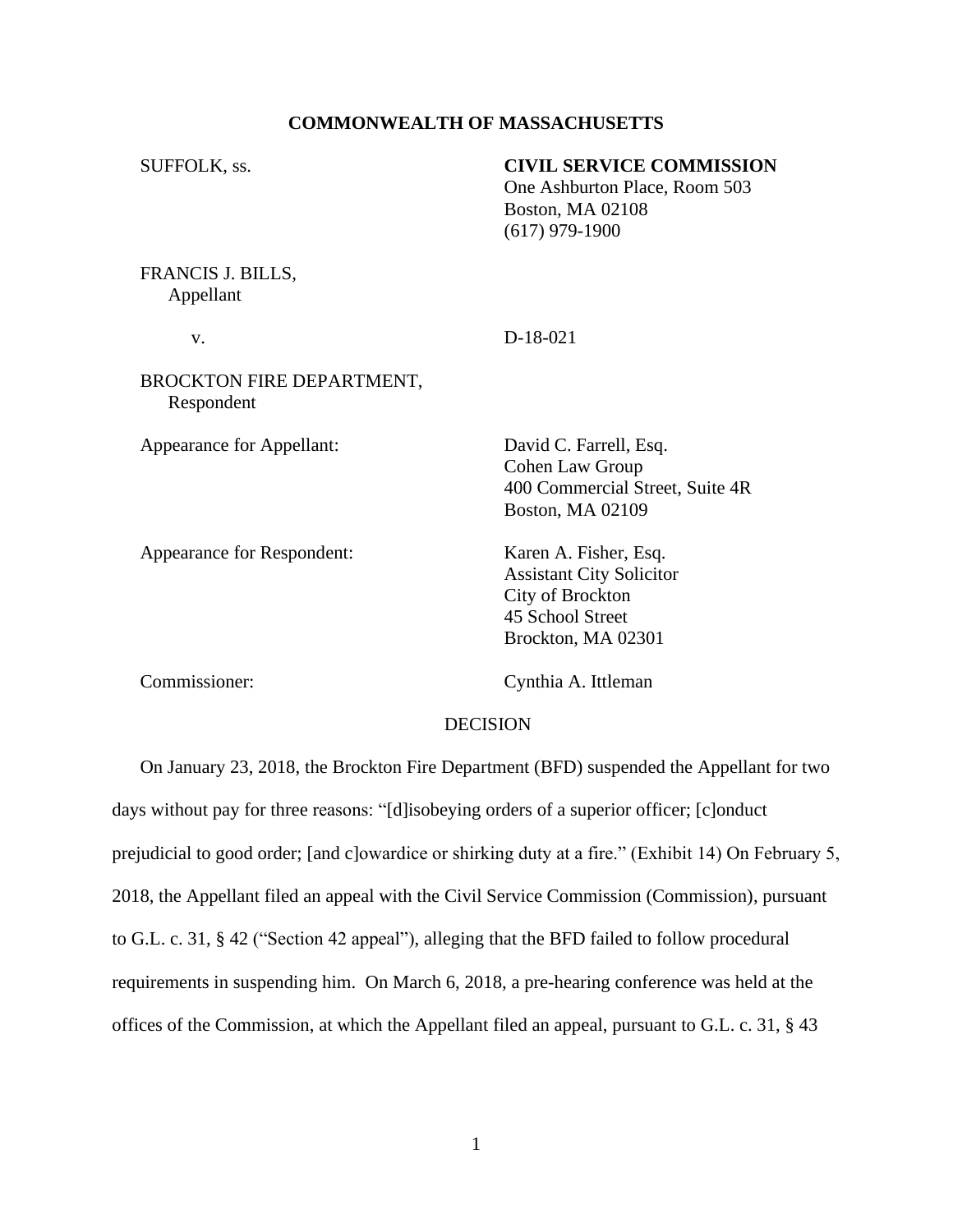**COMMONWEALTH OF MASSACHUSETTS**

SUFFOLK, ss.

**CIVIL SERVICE COMMISSION**
One Ashburton Place, Room 503
Boston, MA 02108
(617) 979-1900

FRANCIS J. BILLS,
Appellant

v.

D-18-021

BROCKTON FIRE DEPARTMENT,
Respondent

Appearance for Appellant: David C. Farrell, Esq.
Cohen Law Group
400 Commercial Street, Suite 4R
Boston, MA 02109

Appearance for Respondent: Karen A. Fisher, Esq.
Assistant City Solicitor
City of Brockton
45 School Street
Brockton, MA 02301

Commissioner: Cynthia A. Ittleman

DECISION

On January 23, 2018, the Brockton Fire Department (BFD) suspended the Appellant for two days without pay for three reasons: "[d]isobeying orders of a superior officer; [c]onduct prejudicial to good order; [and c]owardice or shirking duty at a fire." (Exhibit 14) On February 5, 2018, the Appellant filed an appeal with the Civil Service Commission (Commission), pursuant to G.L. c. 31, § 42 ("Section 42 appeal"), alleging that the BFD failed to follow procedural requirements in suspending him. On March 6, 2018, a pre-hearing conference was held at the offices of the Commission, at which the Appellant filed an appeal, pursuant to G.L. c. 31, § 43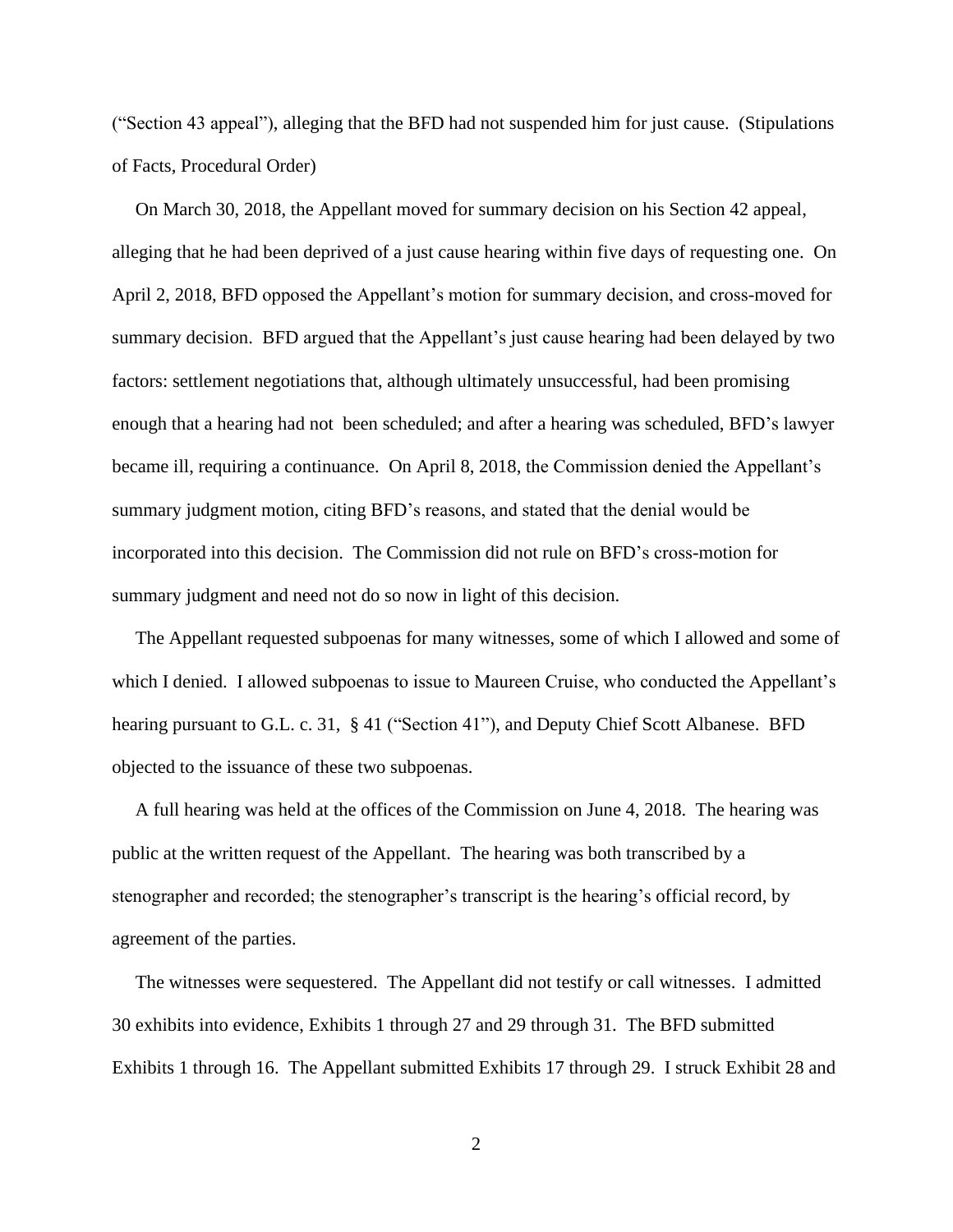("Section 43 appeal"), alleging that the BFD had not suspended him for just cause. (Stipulations of Facts, Procedural Order)

On March 30, 2018, the Appellant moved for summary decision on his Section 42 appeal, alleging that he had been deprived of a just cause hearing within five days of requesting one. On April 2, 2018, BFD opposed the Appellant's motion for summary decision, and cross-moved for summary decision. BFD argued that the Appellant's just cause hearing had been delayed by two factors: settlement negotiations that, although ultimately unsuccessful, had been promising enough that a hearing had not been scheduled; and after a hearing was scheduled, BFD's lawyer became ill, requiring a continuance. On April 8, 2018, the Commission denied the Appellant's summary judgment motion, citing BFD's reasons, and stated that the denial would be incorporated into this decision. The Commission did not rule on BFD's cross-motion for summary judgment and need not do so now in light of this decision.

The Appellant requested subpoenas for many witnesses, some of which I allowed and some of which I denied. I allowed subpoenas to issue to Maureen Cruise, who conducted the Appellant's hearing pursuant to G.L. c. 31, § 41 ("Section 41"), and Deputy Chief Scott Albanese. BFD objected to the issuance of these two subpoenas.

A full hearing was held at the offices of the Commission on June 4, 2018. The hearing was public at the written request of the Appellant. The hearing was both transcribed by a stenographer and recorded; the stenographer's transcript is the hearing's official record, by agreement of the parties.

The witnesses were sequestered. The Appellant did not testify or call witnesses. I admitted 30 exhibits into evidence, Exhibits 1 through 27 and 29 through 31. The BFD submitted Exhibits 1 through 16. The Appellant submitted Exhibits 17 through 29. I struck Exhibit 28 and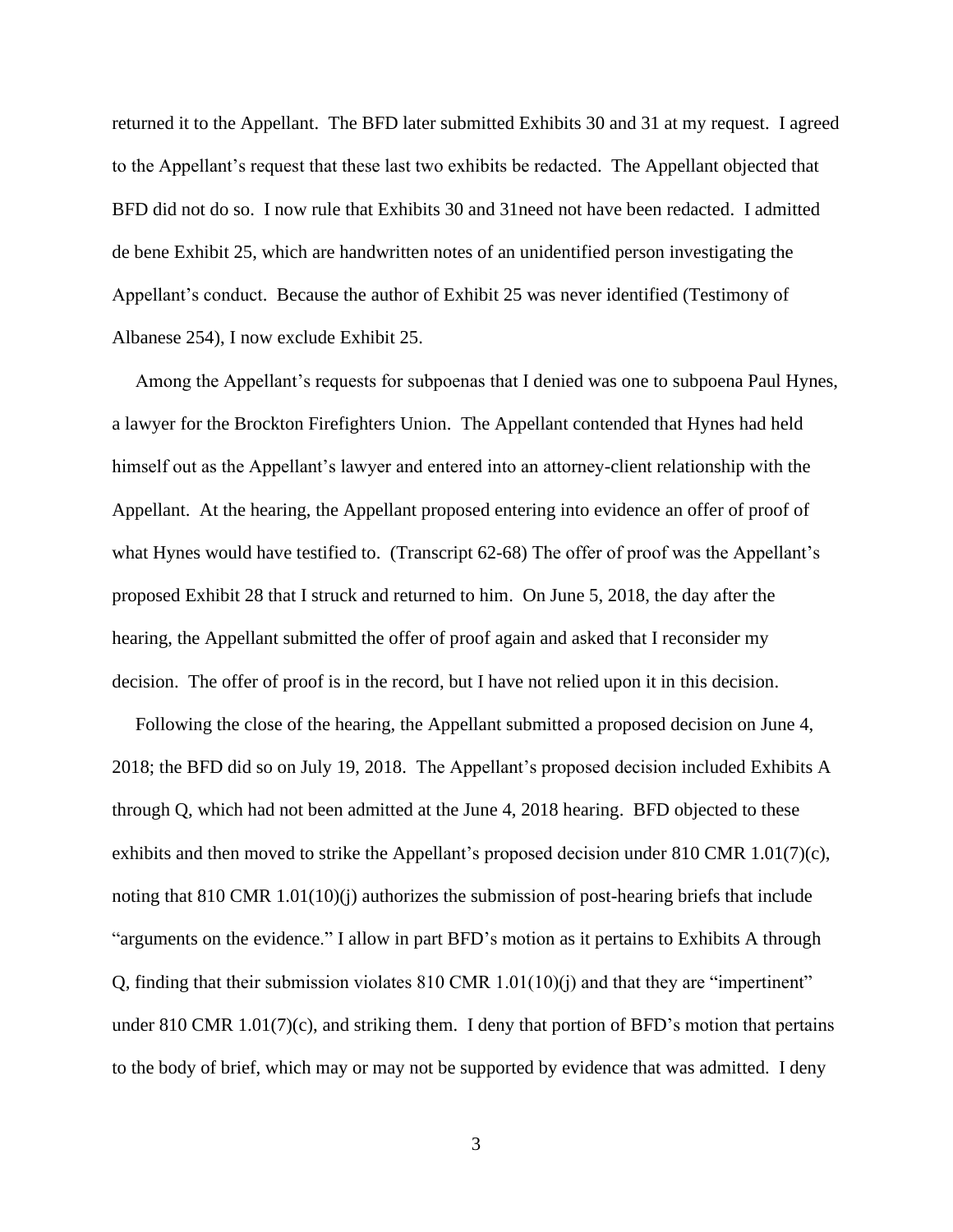returned it to the Appellant. The BFD later submitted Exhibits 30 and 31 at my request. I agreed to the Appellant's request that these last two exhibits be redacted. The Appellant objected that BFD did not do so. I now rule that Exhibits 30 and 31need not have been redacted. I admitted de bene Exhibit 25, which are handwritten notes of an unidentified person investigating the Appellant's conduct. Because the author of Exhibit 25 was never identified (Testimony of Albanese 254), I now exclude Exhibit 25.

Among the Appellant's requests for subpoenas that I denied was one to subpoena Paul Hynes, a lawyer for the Brockton Firefighters Union. The Appellant contended that Hynes had held himself out as the Appellant's lawyer and entered into an attorney-client relationship with the Appellant. At the hearing, the Appellant proposed entering into evidence an offer of proof of what Hynes would have testified to. (Transcript 62-68) The offer of proof was the Appellant's proposed Exhibit 28 that I struck and returned to him. On June 5, 2018, the day after the hearing, the Appellant submitted the offer of proof again and asked that I reconsider my decision. The offer of proof is in the record, but I have not relied upon it in this decision.

Following the close of the hearing, the Appellant submitted a proposed decision on June 4, 2018; the BFD did so on July 19, 2018. The Appellant's proposed decision included Exhibits A through Q, which had not been admitted at the June 4, 2018 hearing. BFD objected to these exhibits and then moved to strike the Appellant's proposed decision under 810 CMR 1.01(7)(c), noting that 810 CMR 1.01(10)(j) authorizes the submission of post-hearing briefs that include "arguments on the evidence." I allow in part BFD's motion as it pertains to Exhibits A through Q, finding that their submission violates 810 CMR 1.01(10)(j) and that they are "impertinent" under 810 CMR 1.01(7)(c), and striking them. I deny that portion of BFD's motion that pertains to the body of brief, which may or may not be supported by evidence that was admitted. I deny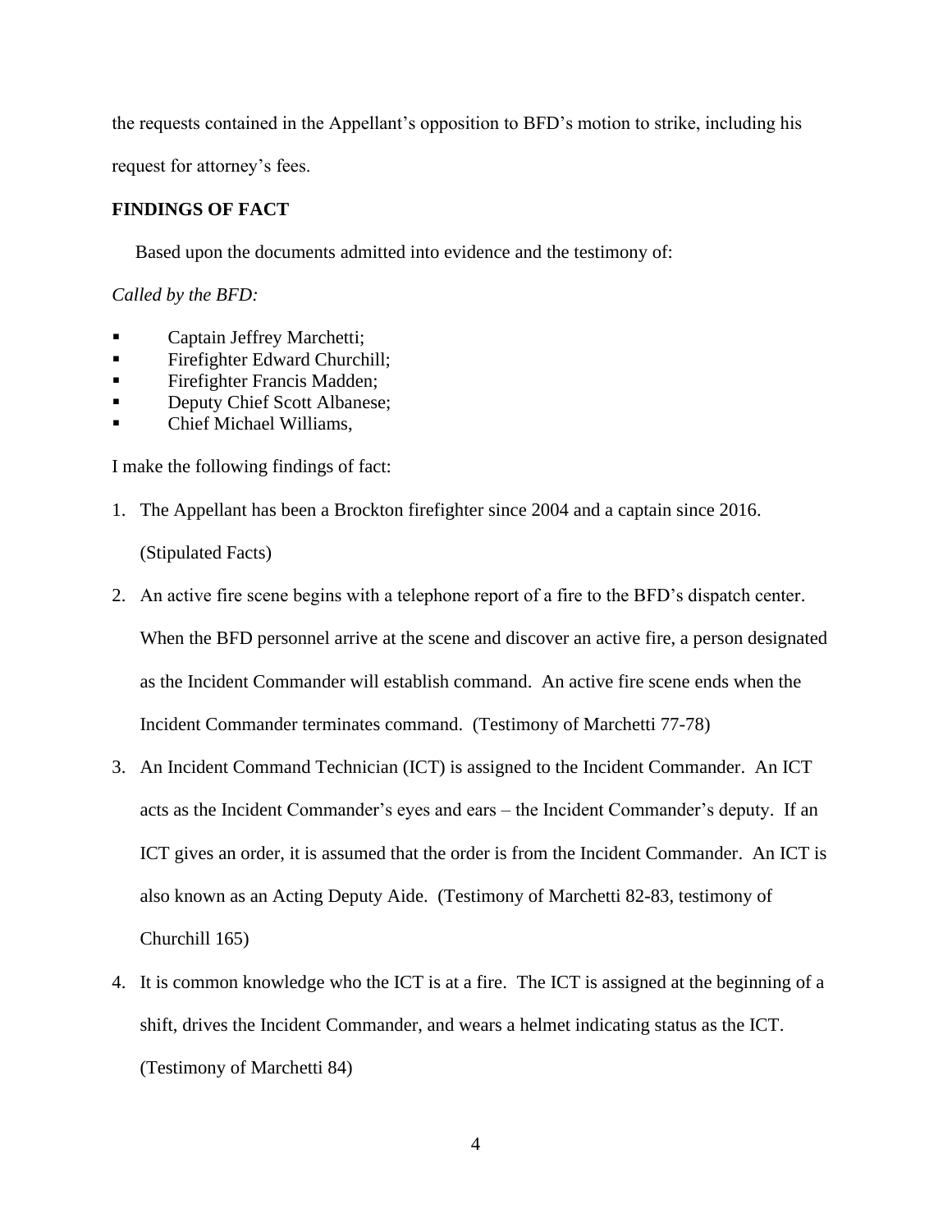the requests contained in the Appellant's opposition to BFD's motion to strike, including his request for attorney's fees.

**FINDINGS OF FACT**

Based upon the documents admitted into evidence and the testimony of:

*Called by the BFD:*

- Captain Jeffrey Marchetti;
- Firefighter Edward Churchill;
- Firefighter Francis Madden;
- Deputy Chief Scott Albanese;
- Chief Michael Williams,

I make the following findings of fact:

1. The Appellant has been a Brockton firefighter since 2004 and a captain since 2016. (Stipulated Facts)
2. An active fire scene begins with a telephone report of a fire to the BFD's dispatch center. When the BFD personnel arrive at the scene and discover an active fire, a person designated as the Incident Commander will establish command. An active fire scene ends when the Incident Commander terminates command. (Testimony of Marchetti 77-78)
3. An Incident Command Technician (ICT) is assigned to the Incident Commander. An ICT acts as the Incident Commander's eyes and ears – the Incident Commander's deputy. If an ICT gives an order, it is assumed that the order is from the Incident Commander. An ICT is also known as an Acting Deputy Aide. (Testimony of Marchetti 82-83, testimony of Churchill 165)
4. It is common knowledge who the ICT is at a fire. The ICT is assigned at the beginning of a shift, drives the Incident Commander, and wears a helmet indicating status as the ICT. (Testimony of Marchetti 84)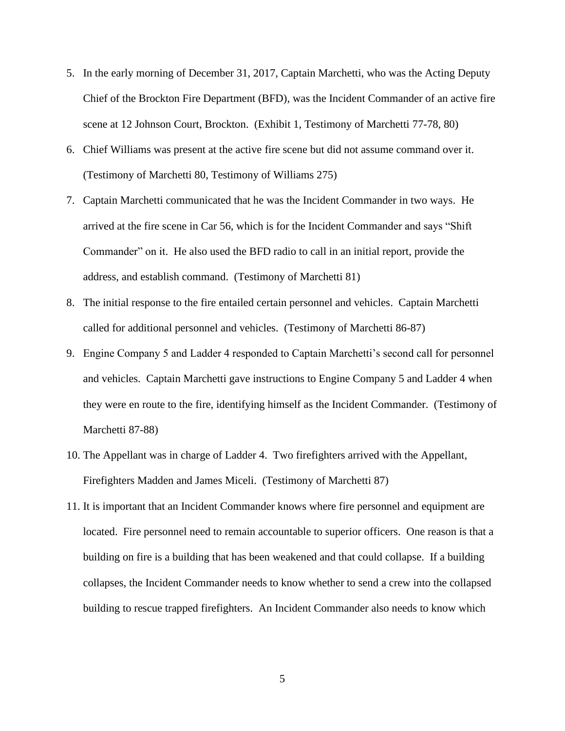5. In the early morning of December 31, 2017, Captain Marchetti, who was the Acting Deputy Chief of the Brockton Fire Department (BFD), was the Incident Commander of an active fire scene at 12 Johnson Court, Brockton. (Exhibit 1, Testimony of Marchetti 77-78, 80)

6. Chief Williams was present at the active fire scene but did not assume command over it. (Testimony of Marchetti 80, Testimony of Williams 275)

7. Captain Marchetti communicated that he was the Incident Commander in two ways. He arrived at the fire scene in Car 56, which is for the Incident Commander and says "Shift Commander" on it. He also used the BFD radio to call in an initial report, provide the address, and establish command. (Testimony of Marchetti 81)

8. The initial response to the fire entailed certain personnel and vehicles. Captain Marchetti called for additional personnel and vehicles. (Testimony of Marchetti 86-87)

9. Engine Company 5 and Ladder 4 responded to Captain Marchetti's second call for personnel and vehicles. Captain Marchetti gave instructions to Engine Company 5 and Ladder 4 when they were en route to the fire, identifying himself as the Incident Commander. (Testimony of Marchetti 87-88)

10. The Appellant was in charge of Ladder 4. Two firefighters arrived with the Appellant, Firefighters Madden and James Miceli. (Testimony of Marchetti 87)

11. It is important that an Incident Commander knows where fire personnel and equipment are located. Fire personnel need to remain accountable to superior officers. One reason is that a building on fire is a building that has been weakened and that could collapse. If a building collapses, the Incident Commander needs to know whether to send a crew into the collapsed building to rescue trapped firefighters. An Incident Commander also needs to know which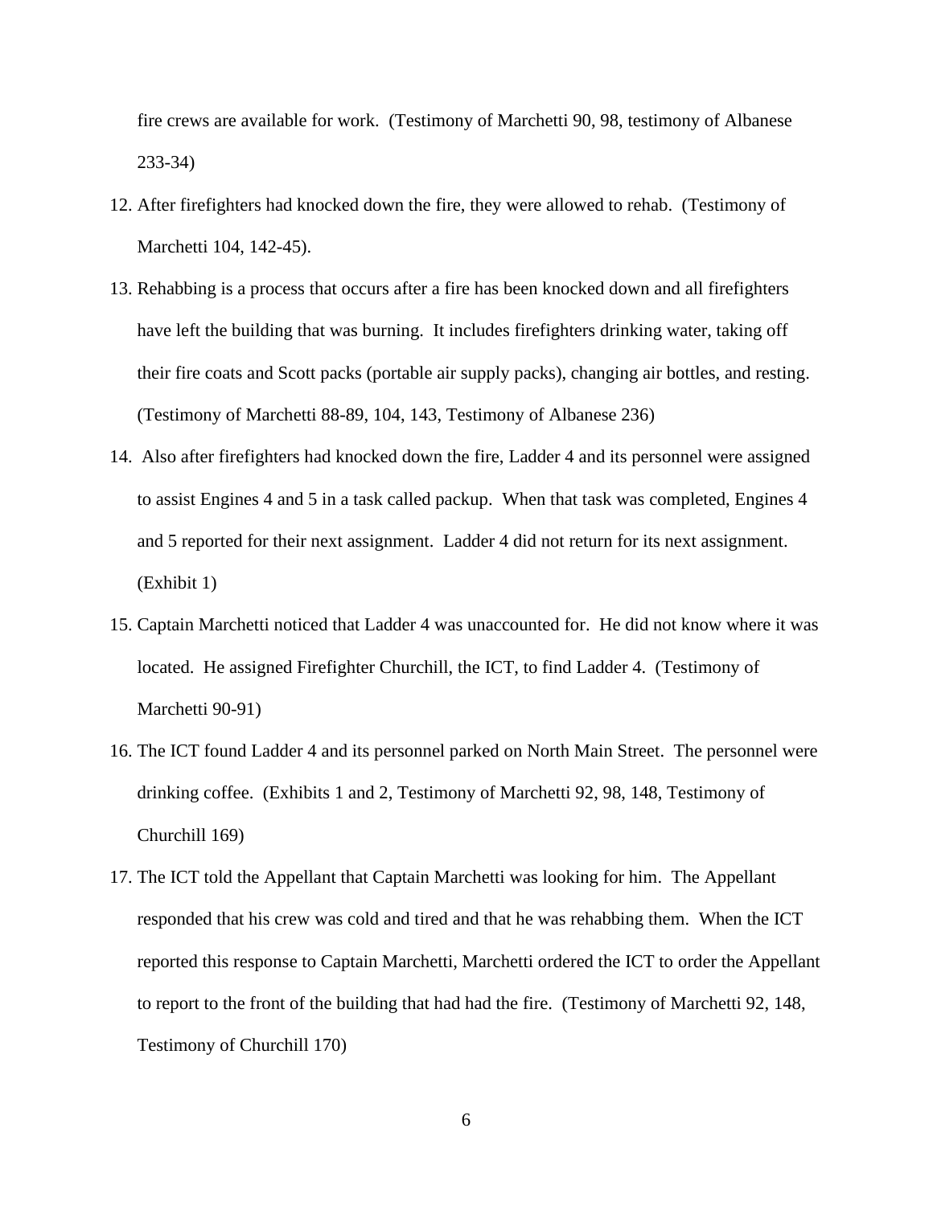fire crews are available for work. (Testimony of Marchetti 90, 98, testimony of Albanese 233-34)

12. After firefighters had knocked down the fire, they were allowed to rehab. (Testimony of Marchetti 104, 142-45).

13. Rehabbing is a process that occurs after a fire has been knocked down and all firefighters have left the building that was burning. It includes firefighters drinking water, taking off their fire coats and Scott packs (portable air supply packs), changing air bottles, and resting. (Testimony of Marchetti 88-89, 104, 143, Testimony of Albanese 236)

14. Also after firefighters had knocked down the fire, Ladder 4 and its personnel were assigned to assist Engines 4 and 5 in a task called packup. When that task was completed, Engines 4 and 5 reported for their next assignment. Ladder 4 did not return for its next assignment. (Exhibit 1)

15. Captain Marchetti noticed that Ladder 4 was unaccounted for. He did not know where it was located. He assigned Firefighter Churchill, the ICT, to find Ladder 4. (Testimony of Marchetti 90-91)

16. The ICT found Ladder 4 and its personnel parked on North Main Street. The personnel were drinking coffee. (Exhibits 1 and 2, Testimony of Marchetti 92, 98, 148, Testimony of Churchill 169)

17. The ICT told the Appellant that Captain Marchetti was looking for him. The Appellant responded that his crew was cold and tired and that he was rehabbing them. When the ICT reported this response to Captain Marchetti, Marchetti ordered the ICT to order the Appellant to report to the front of the building that had had the fire. (Testimony of Marchetti 92, 148, Testimony of Churchill 170)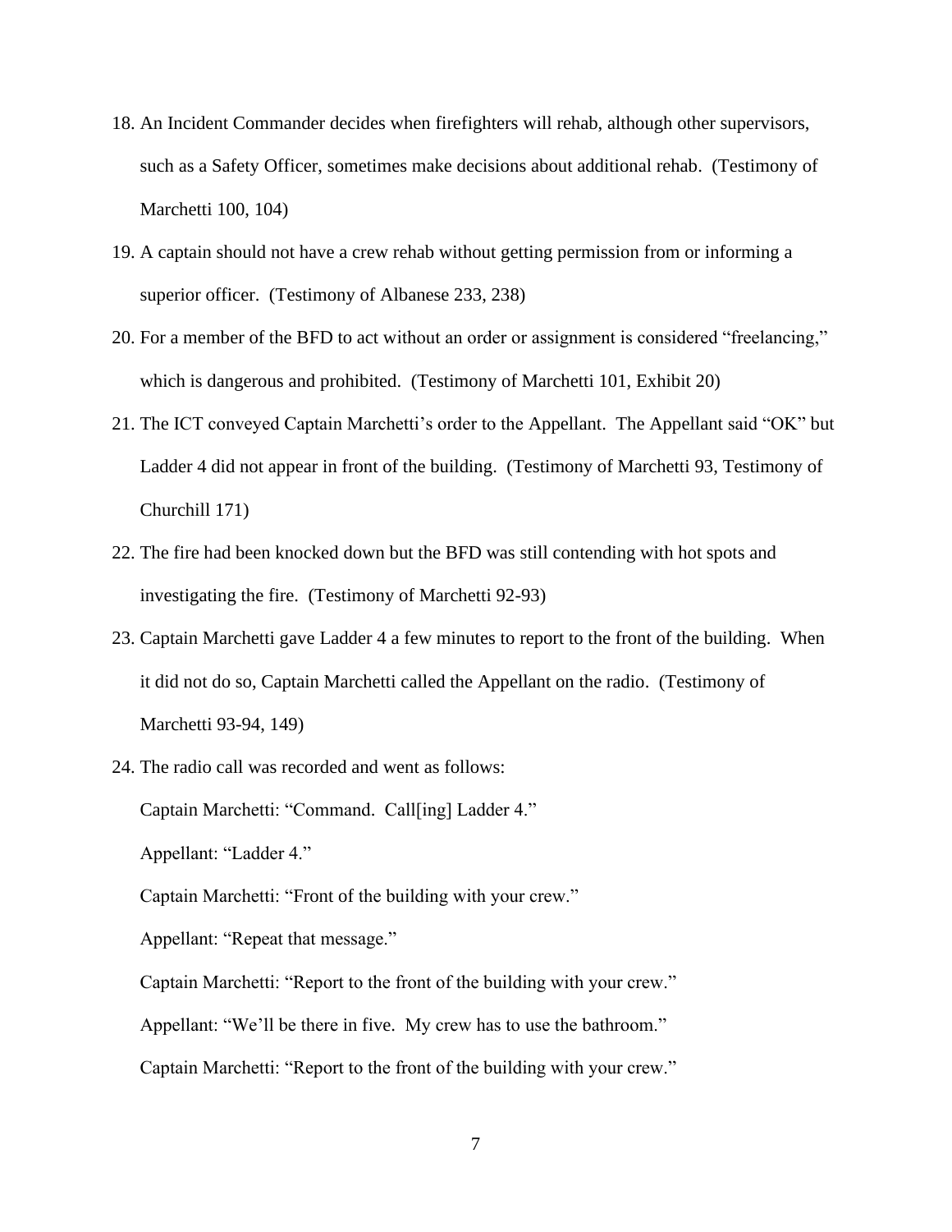18. An Incident Commander decides when firefighters will rehab, although other supervisors, such as a Safety Officer, sometimes make decisions about additional rehab. (Testimony of Marchetti 100, 104)
19. A captain should not have a crew rehab without getting permission from or informing a superior officer. (Testimony of Albanese 233, 238)
20. For a member of the BFD to act without an order or assignment is considered "freelancing," which is dangerous and prohibited. (Testimony of Marchetti 101, Exhibit 20)
21. The ICT conveyed Captain Marchetti's order to the Appellant. The Appellant said "OK" but Ladder 4 did not appear in front of the building. (Testimony of Marchetti 93, Testimony of Churchill 171)
22. The fire had been knocked down but the BFD was still contending with hot spots and investigating the fire. (Testimony of Marchetti 92-93)
23. Captain Marchetti gave Ladder 4 a few minutes to report to the front of the building. When it did not do so, Captain Marchetti called the Appellant on the radio. (Testimony of Marchetti 93-94, 149)
24. The radio call was recorded and went as follows:

    Captain Marchetti: "Command. Call[ing] Ladder 4."

    Appellant: "Ladder 4."

    Captain Marchetti: "Front of the building with your crew."

    Appellant: "Repeat that message."

    Captain Marchetti: "Report to the front of the building with your crew."

    Appellant: "We'll be there in five. My crew has to use the bathroom."

    Captain Marchetti: "Report to the front of the building with your crew."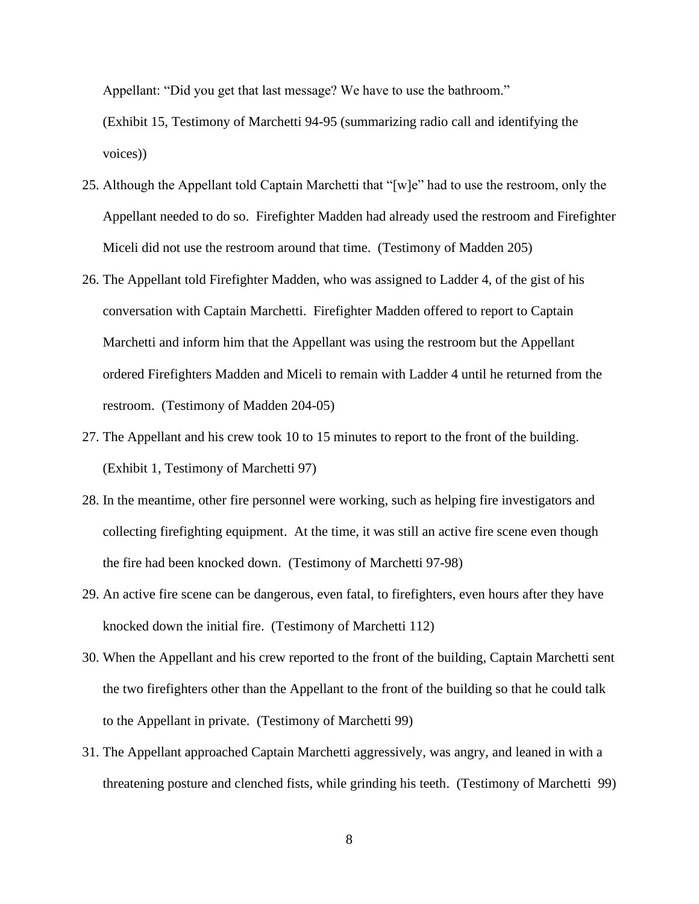Appellant: "Did you get that last message? We have to use the bathroom."

(Exhibit 15, Testimony of Marchetti 94-95 (summarizing radio call and identifying the voices))

25. Although the Appellant told Captain Marchetti that "[w]e" had to use the restroom, only the Appellant needed to do so. Firefighter Madden had already used the restroom and Firefighter Miceli did not use the restroom around that time. (Testimony of Madden 205)
26. The Appellant told Firefighter Madden, who was assigned to Ladder 4, of the gist of his conversation with Captain Marchetti. Firefighter Madden offered to report to Captain Marchetti and inform him that the Appellant was using the restroom but the Appellant ordered Firefighters Madden and Miceli to remain with Ladder 4 until he returned from the restroom. (Testimony of Madden 204-05)
27. The Appellant and his crew took 10 to 15 minutes to report to the front of the building. (Exhibit 1, Testimony of Marchetti 97)
28. In the meantime, other fire personnel were working, such as helping fire investigators and collecting firefighting equipment. At the time, it was still an active fire scene even though the fire had been knocked down. (Testimony of Marchetti 97-98)
29. An active fire scene can be dangerous, even fatal, to firefighters, even hours after they have knocked down the initial fire. (Testimony of Marchetti 112)
30. When the Appellant and his crew reported to the front of the building, Captain Marchetti sent the two firefighters other than the Appellant to the front of the building so that he could talk to the Appellant in private. (Testimony of Marchetti 99)
31. The Appellant approached Captain Marchetti aggressively, was angry, and leaned in with a threatening posture and clenched fists, while grinding his teeth. (Testimony of Marchetti 99)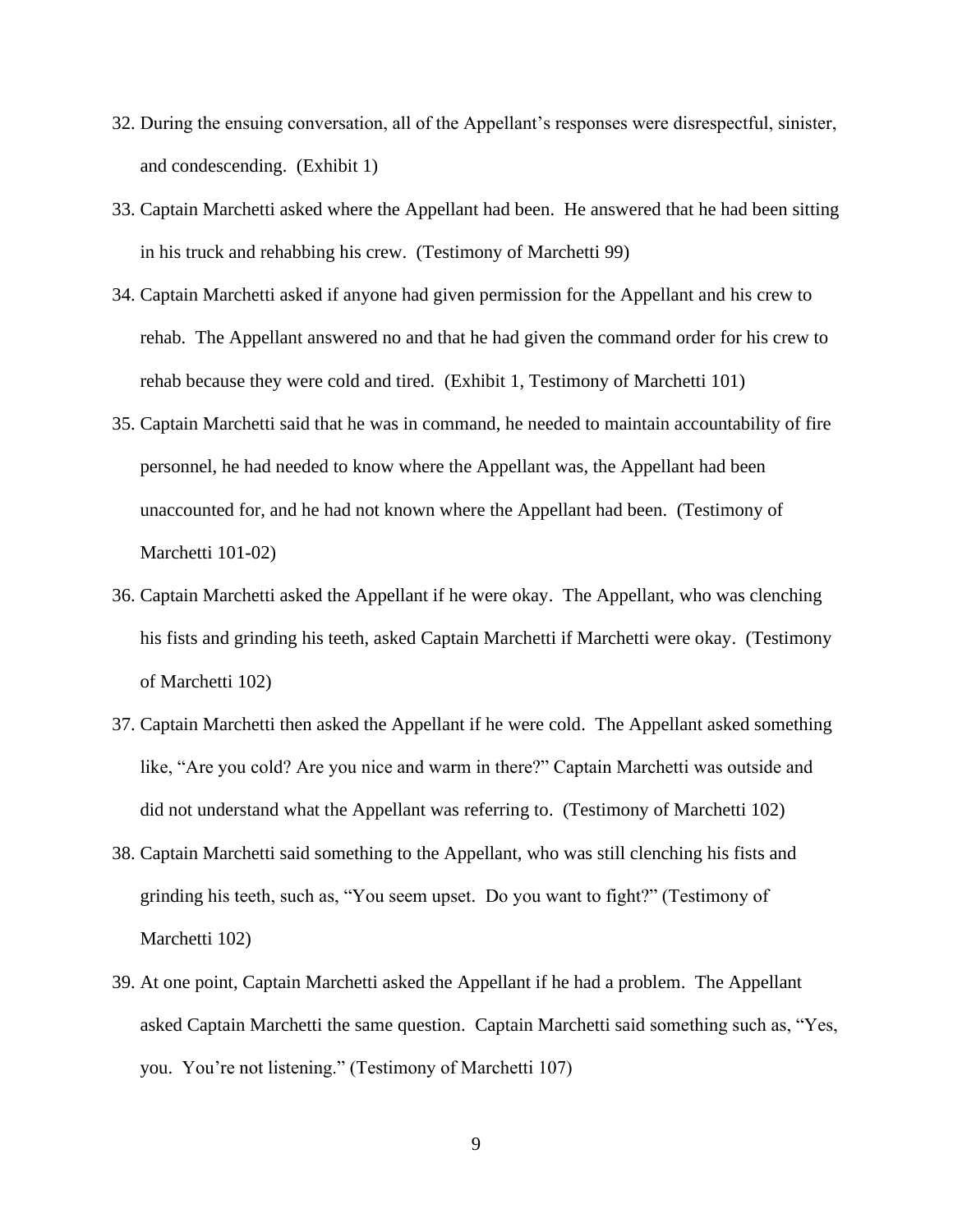32. During the ensuing conversation, all of the Appellant's responses were disrespectful, sinister, and condescending. (Exhibit 1)

33. Captain Marchetti asked where the Appellant had been. He answered that he had been sitting in his truck and rehabbing his crew. (Testimony of Marchetti 99)

34. Captain Marchetti asked if anyone had given permission for the Appellant and his crew to rehab. The Appellant answered no and that he had given the command order for his crew to rehab because they were cold and tired. (Exhibit 1, Testimony of Marchetti 101)

35. Captain Marchetti said that he was in command, he needed to maintain accountability of fire personnel, he had needed to know where the Appellant was, the Appellant had been unaccounted for, and he had not known where the Appellant had been. (Testimony of Marchetti 101-02)

36. Captain Marchetti asked the Appellant if he were okay. The Appellant, who was clenching his fists and grinding his teeth, asked Captain Marchetti if Marchetti were okay. (Testimony of Marchetti 102)

37. Captain Marchetti then asked the Appellant if he were cold. The Appellant asked something like, "Are you cold? Are you nice and warm in there?" Captain Marchetti was outside and did not understand what the Appellant was referring to. (Testimony of Marchetti 102)

38. Captain Marchetti said something to the Appellant, who was still clenching his fists and grinding his teeth, such as, "You seem upset. Do you want to fight?" (Testimony of Marchetti 102)

39. At one point, Captain Marchetti asked the Appellant if he had a problem. The Appellant asked Captain Marchetti the same question. Captain Marchetti said something such as, "Yes, you. You're not listening." (Testimony of Marchetti 107)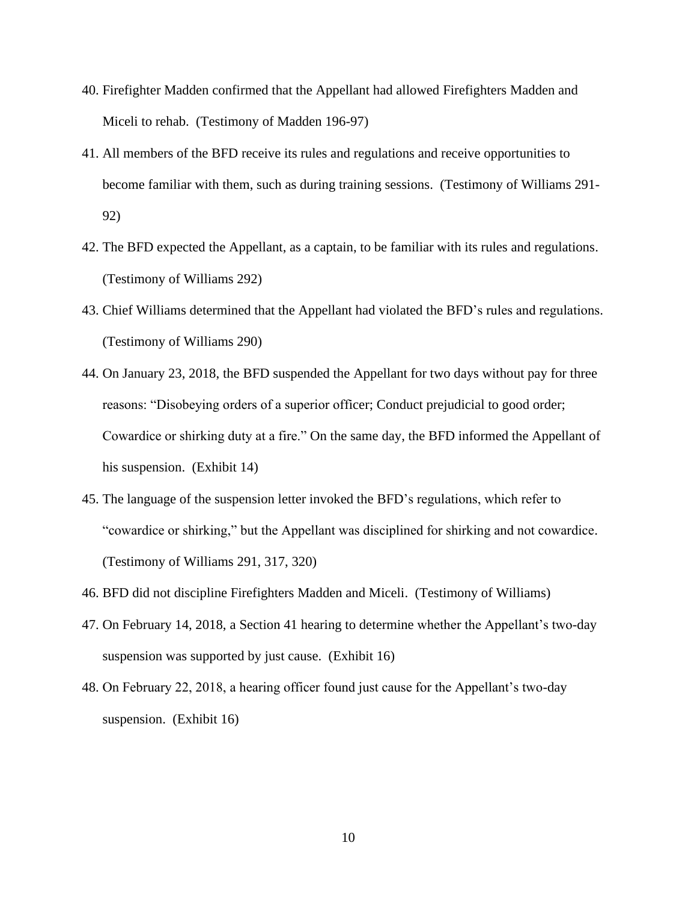40. Firefighter Madden confirmed that the Appellant had allowed Firefighters Madden and Miceli to rehab. (Testimony of Madden 196-97)
41. All members of the BFD receive its rules and regulations and receive opportunities to become familiar with them, such as during training sessions. (Testimony of Williams 291-92)
42. The BFD expected the Appellant, as a captain, to be familiar with its rules and regulations. (Testimony of Williams 292)
43. Chief Williams determined that the Appellant had violated the BFD's rules and regulations. (Testimony of Williams 290)
44. On January 23, 2018, the BFD suspended the Appellant for two days without pay for three reasons: "Disobeying orders of a superior officer; Conduct prejudicial to good order; Cowardice or shirking duty at a fire." On the same day, the BFD informed the Appellant of his suspension. (Exhibit 14)
45. The language of the suspension letter invoked the BFD's regulations, which refer to "cowardice or shirking," but the Appellant was disciplined for shirking and not cowardice. (Testimony of Williams 291, 317, 320)
46. BFD did not discipline Firefighters Madden and Miceli. (Testimony of Williams)
47. On February 14, 2018, a Section 41 hearing to determine whether the Appellant's two-day suspension was supported by just cause. (Exhibit 16)
48. On February 22, 2018, a hearing officer found just cause for the Appellant's two-day suspension. (Exhibit 16)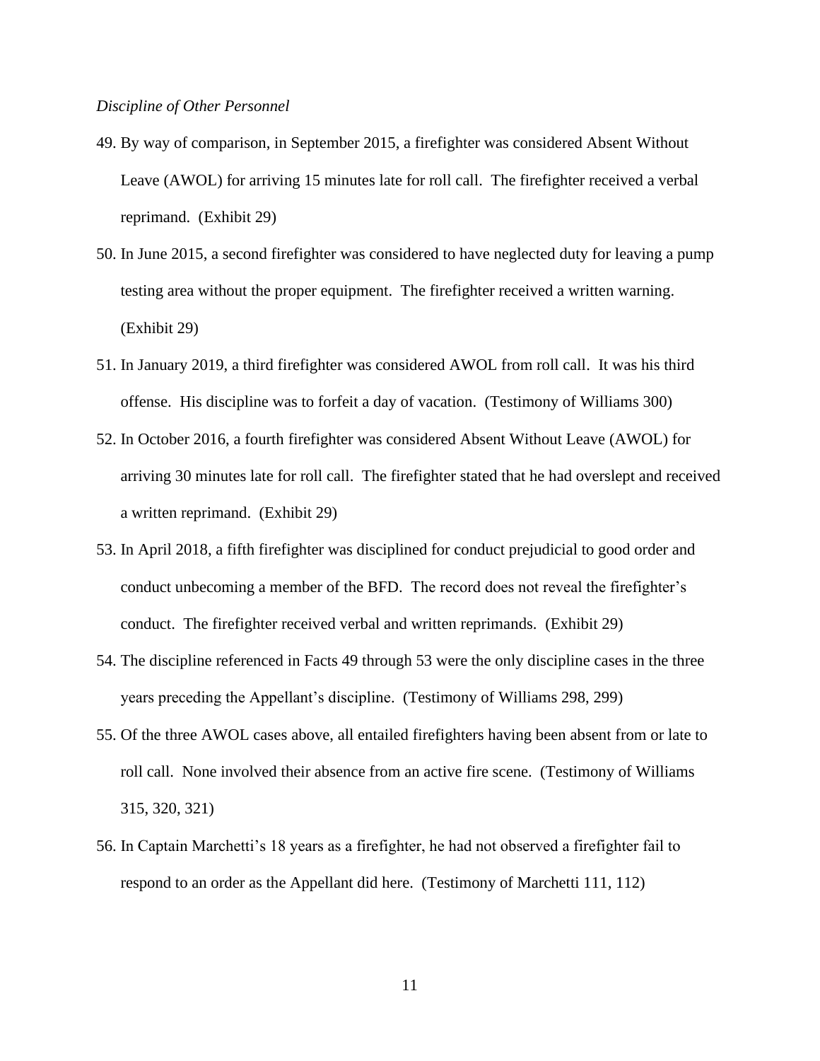*Discipline of Other Personnel*

49. By way of comparison, in September 2015, a firefighter was considered Absent Without Leave (AWOL) for arriving 15 minutes late for roll call. The firefighter received a verbal reprimand. (Exhibit 29)

50. In June 2015, a second firefighter was considered to have neglected duty for leaving a pump testing area without the proper equipment. The firefighter received a written warning. (Exhibit 29)

51. In January 2019, a third firefighter was considered AWOL from roll call. It was his third offense. His discipline was to forfeit a day of vacation. (Testimony of Williams 300)

52. In October 2016, a fourth firefighter was considered Absent Without Leave (AWOL) for arriving 30 minutes late for roll call. The firefighter stated that he had overslept and received a written reprimand. (Exhibit 29)

53. In April 2018, a fifth firefighter was disciplined for conduct prejudicial to good order and conduct unbecoming a member of the BFD. The record does not reveal the firefighter's conduct. The firefighter received verbal and written reprimands. (Exhibit 29)

54. The discipline referenced in Facts 49 through 53 were the only discipline cases in the three years preceding the Appellant's discipline. (Testimony of Williams 298, 299)

55. Of the three AWOL cases above, all entailed firefighters having been absent from or late to roll call. None involved their absence from an active fire scene. (Testimony of Williams 315, 320, 321)

56. In Captain Marchetti's 18 years as a firefighter, he had not observed a firefighter fail to respond to an order as the Appellant did here. (Testimony of Marchetti 111, 112)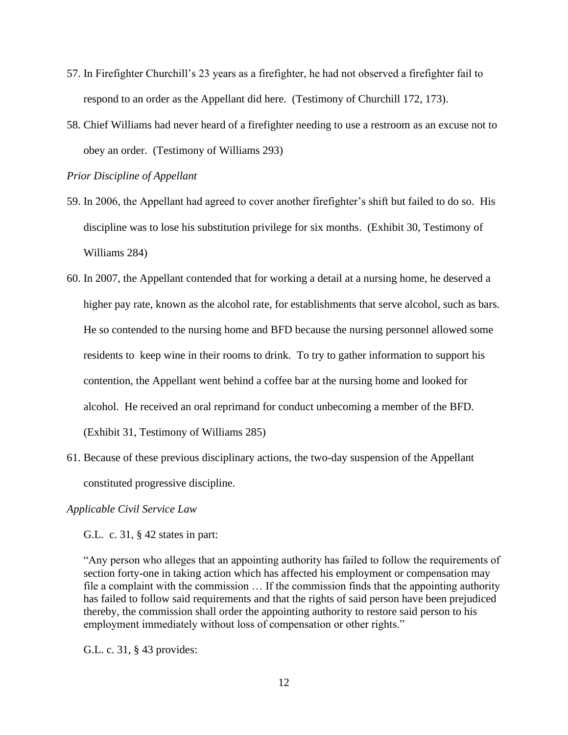57. In Firefighter Churchill's 23 years as a firefighter, he had not observed a firefighter fail to respond to an order as the Appellant did here. (Testimony of Churchill 172, 173).

58. Chief Williams had never heard of a firefighter needing to use a restroom as an excuse not to obey an order. (Testimony of Williams 293)

*Prior Discipline of Appellant*

59. In 2006, the Appellant had agreed to cover another firefighter's shift but failed to do so. His discipline was to lose his substitution privilege for six months. (Exhibit 30, Testimony of Williams 284)

60. In 2007, the Appellant contended that for working a detail at a nursing home, he deserved a higher pay rate, known as the alcohol rate, for establishments that serve alcohol, such as bars. He so contended to the nursing home and BFD because the nursing personnel allowed some residents to keep wine in their rooms to drink. To try to gather information to support his contention, the Appellant went behind a coffee bar at the nursing home and looked for alcohol. He received an oral reprimand for conduct unbecoming a member of the BFD. (Exhibit 31, Testimony of Williams 285)

61. Because of these previous disciplinary actions, the two-day suspension of the Appellant constituted progressive discipline.

*Applicable Civil Service Law*

G.L. c. 31, § 42 states in part:

> "Any person who alleges that an appointing authority has failed to follow the requirements of section forty-one in taking action which has affected his employment or compensation may file a complaint with the commission … If the commission finds that the appointing authority has failed to follow said requirements and that the rights of said person have been prejudiced thereby, the commission shall order the appointing authority to restore said person to his employment immediately without loss of compensation or other rights."

G.L. c. 31, § 43 provides: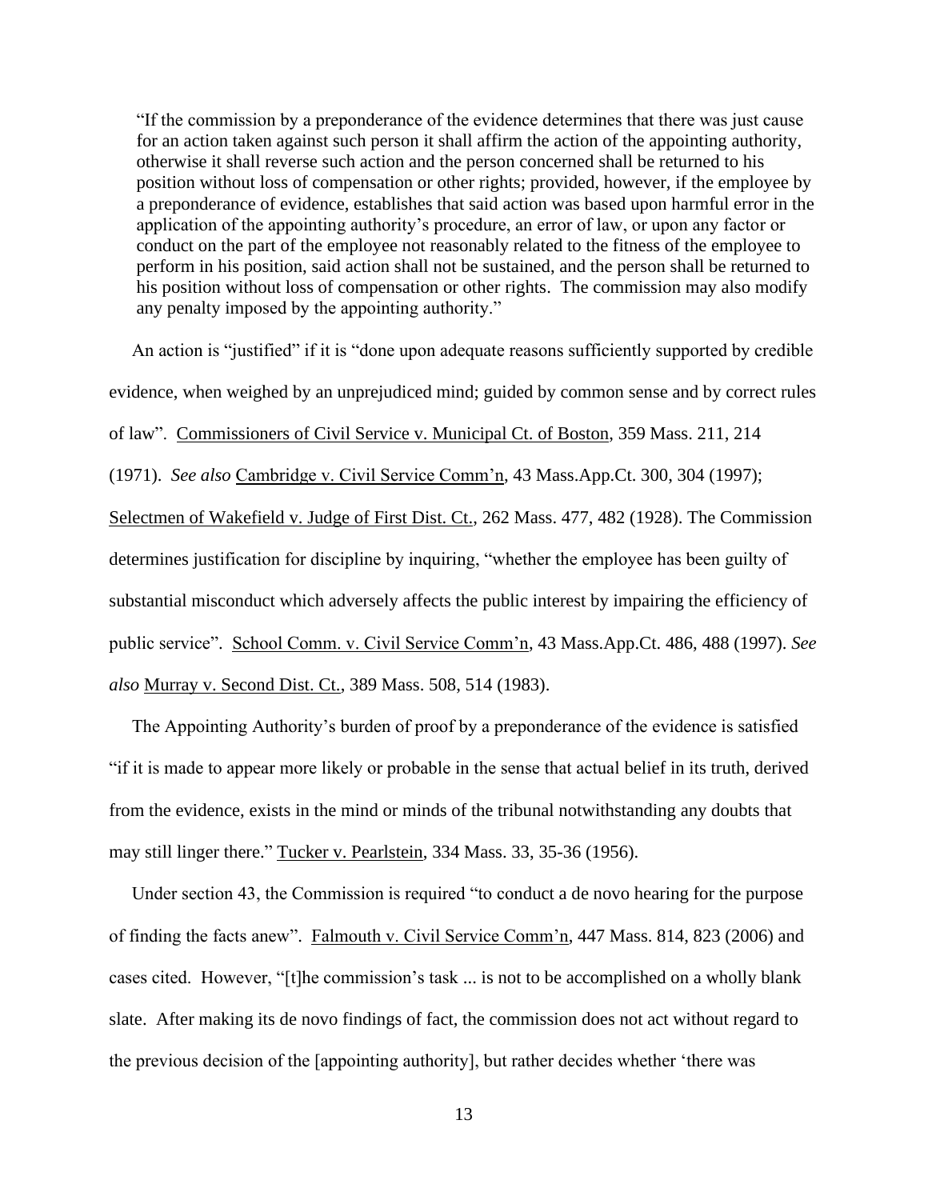> "If the commission by a preponderance of the evidence determines that there was just cause for an action taken against such person it shall affirm the action of the appointing authority, otherwise it shall reverse such action and the person concerned shall be returned to his position without loss of compensation or other rights; provided, however, if the employee by a preponderance of evidence, establishes that said action was based upon harmful error in the application of the appointing authority's procedure, an error of law, or upon any factor or conduct on the part of the employee not reasonably related to the fitness of the employee to perform in his position, said action shall not be sustained, and the person shall be returned to his position without loss of compensation or other rights. The commission may also modify any penalty imposed by the appointing authority."

An action is "justified" if it is "done upon adequate reasons sufficiently supported by credible evidence, when weighed by an unprejudiced mind; guided by common sense and by correct rules of law". Commissioners of Civil Service v. Municipal Ct. of Boston, 359 Mass. 211, 214 (1971). *See also* Cambridge v. Civil Service Comm'n, 43 Mass.App.Ct. 300, 304 (1997); Selectmen of Wakefield v. Judge of First Dist. Ct., 262 Mass. 477, 482 (1928). The Commission determines justification for discipline by inquiring, "whether the employee has been guilty of substantial misconduct which adversely affects the public interest by impairing the efficiency of public service". School Comm. v. Civil Service Comm'n, 43 Mass.App.Ct. 486, 488 (1997). *See also* Murray v. Second Dist. Ct., 389 Mass. 508, 514 (1983).

The Appointing Authority's burden of proof by a preponderance of the evidence is satisfied "if it is made to appear more likely or probable in the sense that actual belief in its truth, derived from the evidence, exists in the mind or minds of the tribunal notwithstanding any doubts that may still linger there." Tucker v. Pearlstein, 334 Mass. 33, 35-36 (1956).

Under section 43, the Commission is required "to conduct a de novo hearing for the purpose of finding the facts anew". Falmouth v. Civil Service Comm'n, 447 Mass. 814, 823 (2006) and cases cited. However, "[t]he commission's task ... is not to be accomplished on a wholly blank slate. After making its de novo findings of fact, the commission does not act without regard to the previous decision of the [appointing authority], but rather decides whether 'there was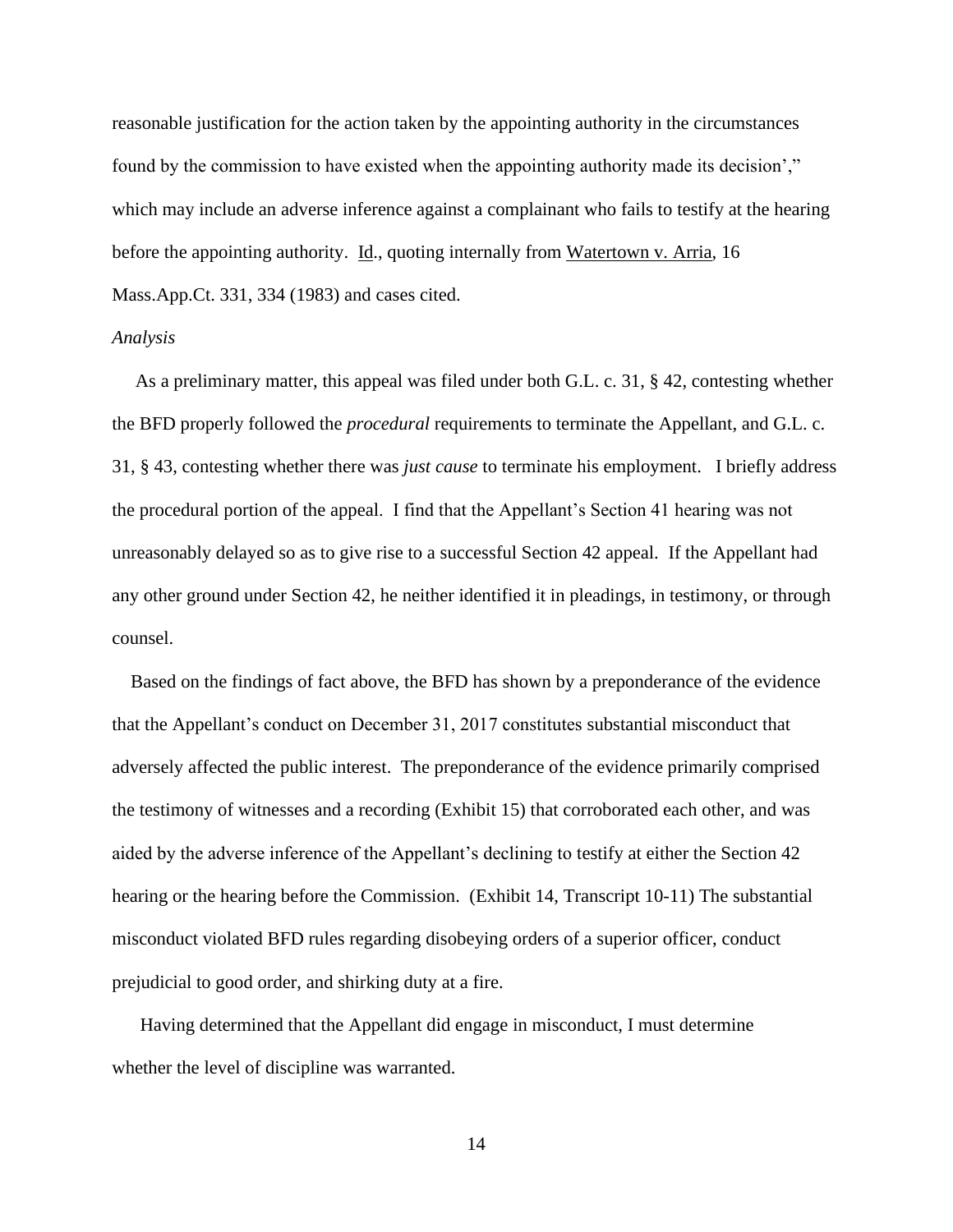reasonable justification for the action taken by the appointing authority in the circumstances found by the commission to have existed when the appointing authority made its decision'," which may include an adverse inference against a complainant who fails to testify at the hearing before the appointing authority. Id., quoting internally from Watertown v. Arria, 16 Mass.App.Ct. 331, 334 (1983) and cases cited.

*Analysis*

As a preliminary matter, this appeal was filed under both G.L. c. 31, § 42, contesting whether the BFD properly followed the *procedural* requirements to terminate the Appellant, and G.L. c. 31, § 43, contesting whether there was *just cause* to terminate his employment. I briefly address the procedural portion of the appeal. I find that the Appellant's Section 41 hearing was not unreasonably delayed so as to give rise to a successful Section 42 appeal. If the Appellant had any other ground under Section 42, he neither identified it in pleadings, in testimony, or through counsel.

Based on the findings of fact above, the BFD has shown by a preponderance of the evidence that the Appellant's conduct on December 31, 2017 constitutes substantial misconduct that adversely affected the public interest. The preponderance of the evidence primarily comprised the testimony of witnesses and a recording (Exhibit 15) that corroborated each other, and was aided by the adverse inference of the Appellant's declining to testify at either the Section 42 hearing or the hearing before the Commission. (Exhibit 14, Transcript 10-11) The substantial misconduct violated BFD rules regarding disobeying orders of a superior officer, conduct prejudicial to good order, and shirking duty at a fire.

Having determined that the Appellant did engage in misconduct, I must determine whether the level of discipline was warranted.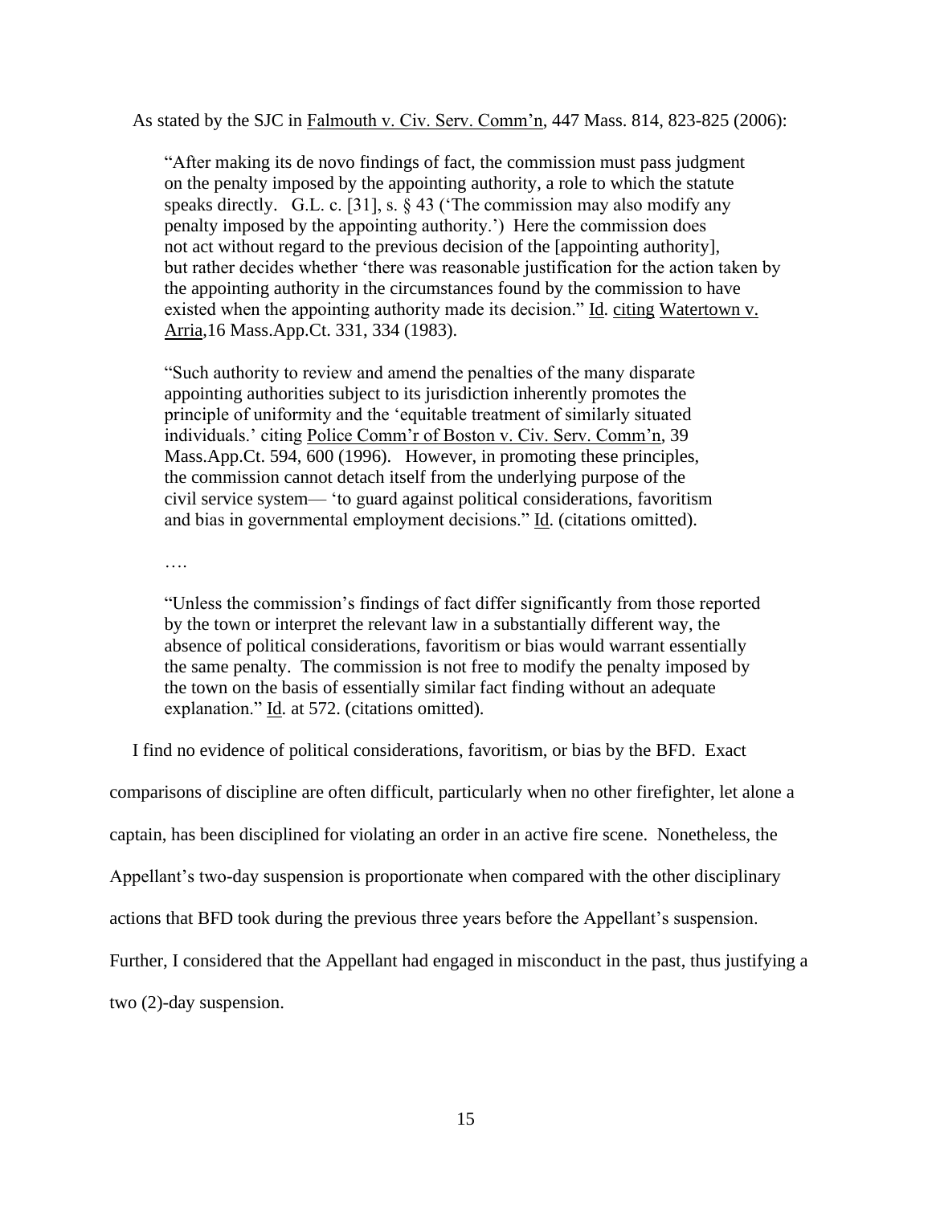As stated by the SJC in Falmouth v. Civ. Serv. Comm'n, 447 Mass. 814, 823-825 (2006):

> "After making its de novo findings of fact, the commission must pass judgment on the penalty imposed by the appointing authority, a role to which the statute speaks directly. G.L. c. [31], s. § 43 ('The commission may also modify any penalty imposed by the appointing authority.') Here the commission does not act without regard to the previous decision of the [appointing authority], but rather decides whether 'there was reasonable justification for the action taken by the appointing authority in the circumstances found by the commission to have existed when the appointing authority made its decision." Id. citing Watertown v. Arria,16 Mass.App.Ct. 331, 334 (1983).
>
> "Such authority to review and amend the penalties of the many disparate appointing authorities subject to its jurisdiction inherently promotes the principle of uniformity and the 'equitable treatment of similarly situated individuals.' citing Police Comm'r of Boston v. Civ. Serv. Comm'n, 39 Mass.App.Ct. 594, 600 (1996). However, in promoting these principles, the commission cannot detach itself from the underlying purpose of the civil service system— 'to guard against political considerations, favoritism and bias in governmental employment decisions." Id. (citations omitted).
>
> ….
>
> "Unless the commission's findings of fact differ significantly from those reported by the town or interpret the relevant law in a substantially different way, the absence of political considerations, favoritism or bias would warrant essentially the same penalty. The commission is not free to modify the penalty imposed by the town on the basis of essentially similar fact finding without an adequate explanation." Id. at 572. (citations omitted).

I find no evidence of political considerations, favoritism, or bias by the BFD. Exact comparisons of discipline are often difficult, particularly when no other firefighter, let alone a captain, has been disciplined for violating an order in an active fire scene. Nonetheless, the Appellant's two-day suspension is proportionate when compared with the other disciplinary actions that BFD took during the previous three years before the Appellant's suspension. Further, I considered that the Appellant had engaged in misconduct in the past, thus justifying a two (2)-day suspension.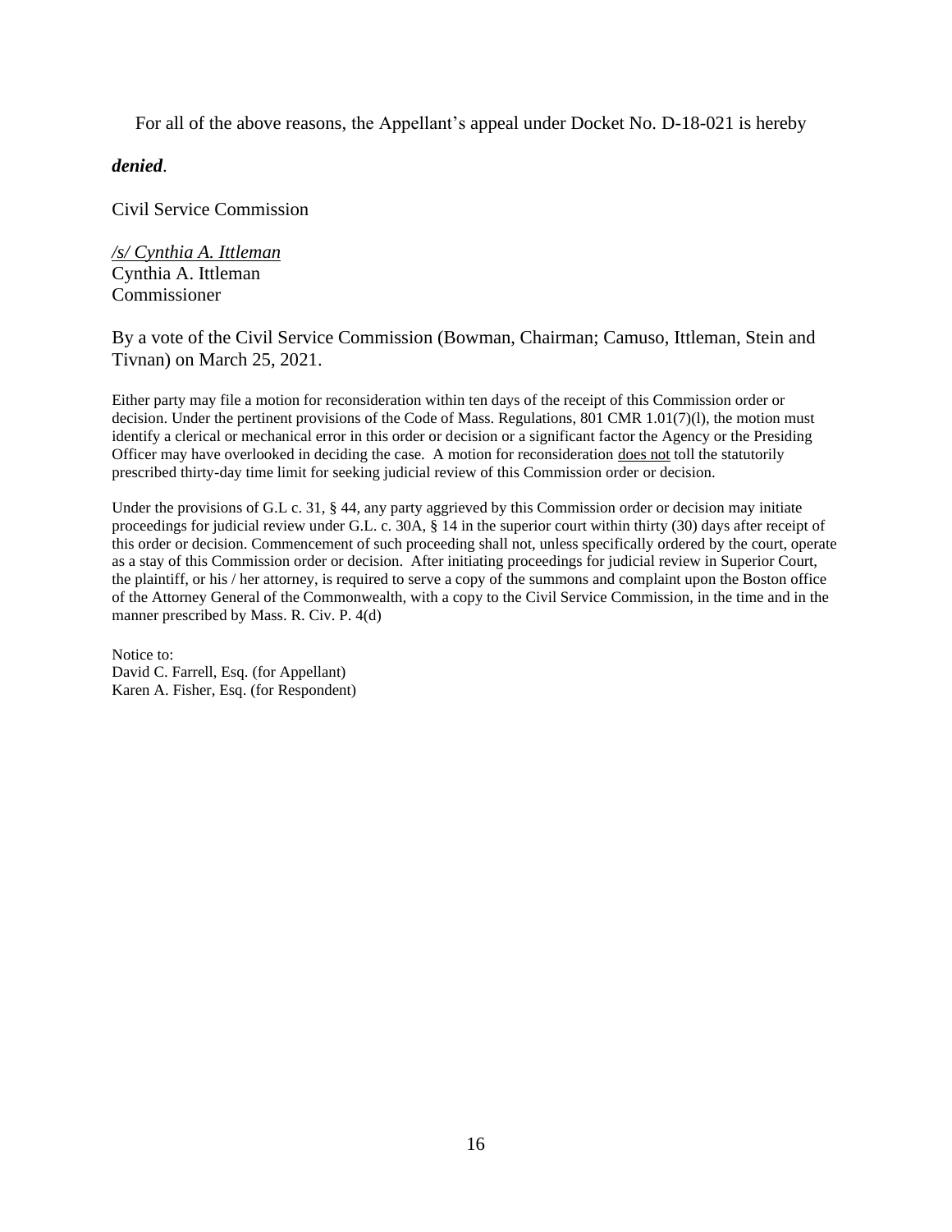For all of the above reasons, the Appellant's appeal under Docket No. D-18-021 is hereby

***denied***.

Civil Service Commission

*/s/ Cynthia A. Ittleman*
Cynthia A. Ittleman
Commissioner

By a vote of the Civil Service Commission (Bowman, Chairman; Camuso, Ittleman, Stein and Tivnan) on March 25, 2021.

Either party may file a motion for reconsideration within ten days of the receipt of this Commission order or decision. Under the pertinent provisions of the Code of Mass. Regulations, 801 CMR 1.01(7)(l), the motion must identify a clerical or mechanical error in this order or decision or a significant factor the Agency or the Presiding Officer may have overlooked in deciding the case. A motion for reconsideration does not toll the statutorily prescribed thirty-day time limit for seeking judicial review of this Commission order or decision.

Under the provisions of G.L c. 31, § 44, any party aggrieved by this Commission order or decision may initiate proceedings for judicial review under G.L. c. 30A, § 14 in the superior court within thirty (30) days after receipt of this order or decision. Commencement of such proceeding shall not, unless specifically ordered by the court, operate as a stay of this Commission order or decision. After initiating proceedings for judicial review in Superior Court, the plaintiff, or his / her attorney, is required to serve a copy of the summons and complaint upon the Boston office of the Attorney General of the Commonwealth, with a copy to the Civil Service Commission, in the time and in the manner prescribed by Mass. R. Civ. P. 4(d)

Notice to:
David C. Farrell, Esq. (for Appellant)
Karen A. Fisher, Esq. (for Respondent)